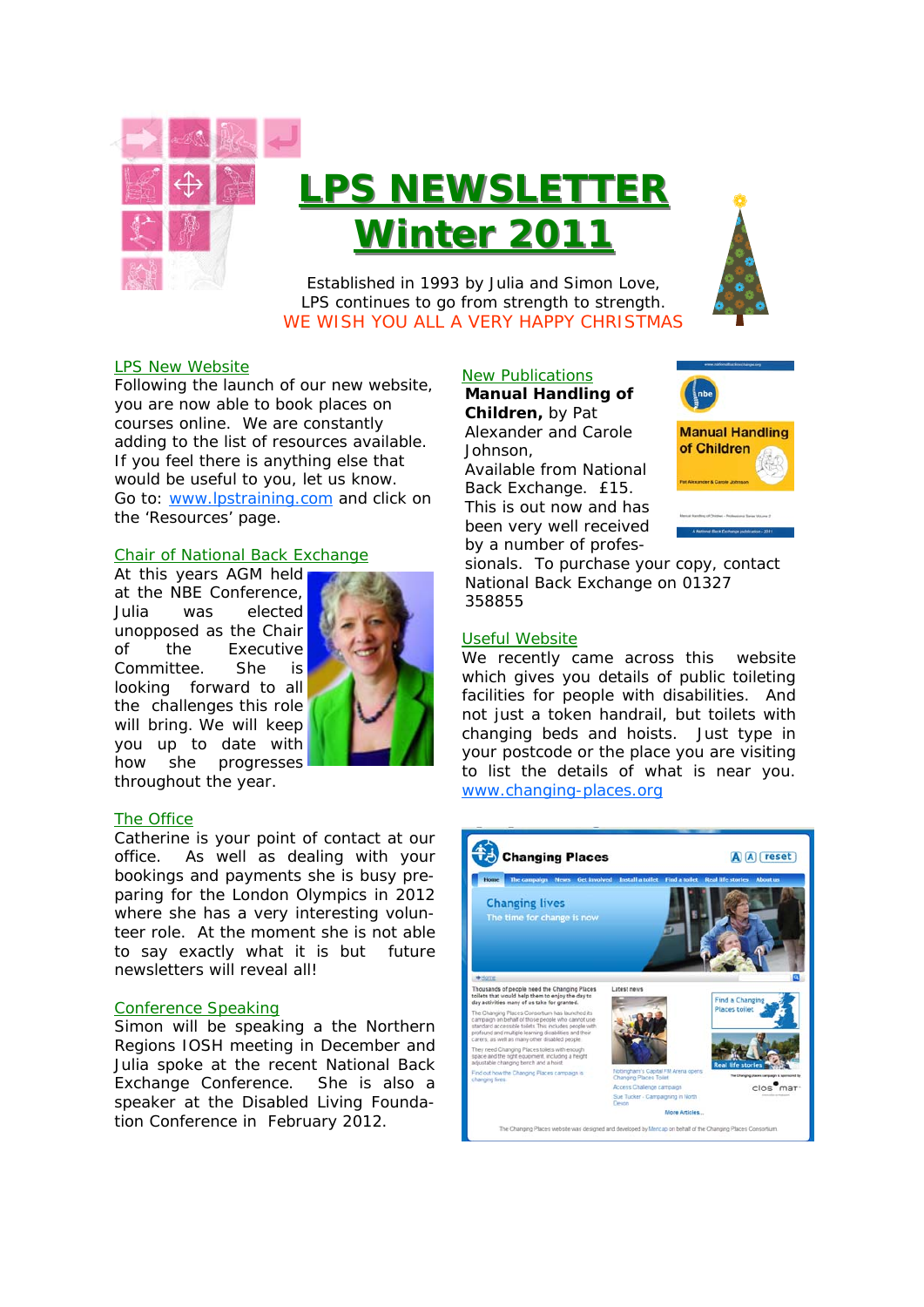# LPS NEWSLETTER
# Winter 2011

Established in 1993 by Julia and Simon Love,
LPS continues to go from strength to strength.
WE WISH YOU ALL A VERY HAPPY CHRISTMAS

## LPS New Website

Following the launch of our new website, you are now able to book places on courses online. We are constantly adding to the list of resources available. If you feel there is anything else that would be useful to you, let us know.
Go to: www.lpstraining.com and click on the 'Resources' page.

## Chair of National Back Exchange

At this years AGM held at the NBE Conference, Julia was elected unopposed as the Chair of the Executive Committee. She is looking forward to all the challenges this role will bring. We will keep you up to date with how she progresses throughout the year.

## The Office

Catherine is your point of contact at our office. As well as dealing with your bookings and payments she is busy preparing for the London Olympics in 2012 where she has a very interesting volunteer role. At the moment she is not able to say exactly what it is but future newsletters will reveal all!

## Conference Speaking

Simon will be speaking a the Northern Regions IOSH meeting in December and Julia spoke at the recent National Back Exchange Conference. She is also a speaker at the Disabled Living Foundation Conference in February 2012.

## New Publications

**Manual Handling of Children,** by Pat Alexander and Carole Johnson,
Available from National Back Exchange. £15.
This is out now and has been very well received by a number of professionals. To purchase your copy, contact National Back Exchange on 01327 358855

## Useful Website

We recently came across this website which gives you details of public toileting facilities for people with disabilities. And not just a token handrail, but toilets with changing beds and hoists. Just type in your postcode or the place you are visiting to list the details of what is near you. www.changing-places.org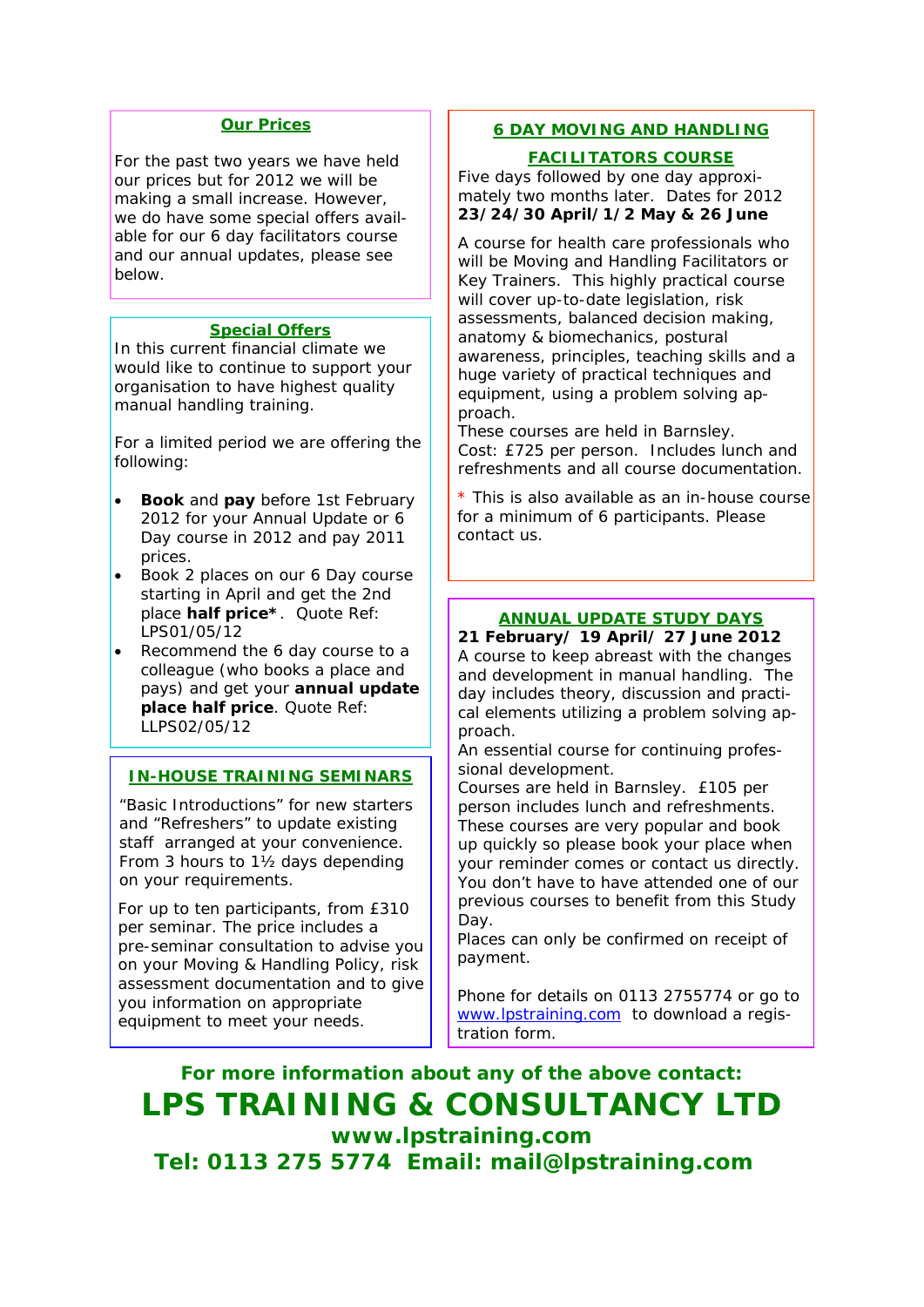## Our Prices

For the past two years we have held our prices but for 2012 we will be making a small increase. However, we do have some special offers available for our 6 day facilitators course and our annual updates, please see below.

## Special Offers

In this current financial climate we would like to continue to support your organisation to have highest quality manual handling training.

For a limited period we are offering the following:

- **Book** and **pay** before 1st February 2012 for your Annual Update or 6 Day course in 2012 and pay 2011 prices.
- Book 2 places on our 6 Day course starting in April and get the 2nd place **half price***. Quote Ref: LPS01/05/12
- Recommend the 6 day course to a colleague (who books a place and pays) and get your **annual update place half price**. Quote Ref: LLPS02/05/12

## IN-HOUSE TRAINING SEMINARS

"Basic Introductions" for new starters and "Refreshers" to update existing staff arranged at your convenience. From 3 hours to 1½ days depending on your requirements.

For up to ten participants, from £310 per seminar. The price includes a pre-seminar consultation to advise you on your Moving & Handling Policy, risk assessment documentation and to give you information on appropriate equipment to meet your needs.

## 6 DAY MOVING AND HANDLING FACILITATORS COURSE

Five days followed by one day approximately two months later. Dates for 2012 **23/24/30 April/1/2 May & 26 June**

A course for health care professionals who will be Moving and Handling Facilitators or Key Trainers. This highly practical course will cover up-to-date legislation, risk assessments, balanced decision making, anatomy & biomechanics, postural awareness, principles, teaching skills and a huge variety of practical techniques and equipment, using a problem solving approach.

These courses are held in Barnsley.

Cost: £725 per person. Includes lunch and refreshments and all course documentation.

* This is also available as an in-house course for a minimum of 6 participants. Please contact us.

## ANNUAL UPDATE STUDY DAYS

**21 February/ 19 April/ 27 June 2012**

A course to keep abreast with the changes and development in manual handling. The day includes theory, discussion and practical elements utilizing a problem solving approach.

An essential course for continuing professional development.

Courses are held in Barnsley. £105 per person includes lunch and refreshments.

These courses are very popular and book up quickly so please book your place when your reminder comes or contact us directly.

You don't have to have attended one of our previous courses to benefit from this Study Day.

Places can only be confirmed on receipt of payment.

Phone for details on 0113 2755774 or go to www.lpstraining.com to download a registration form.

**For more information about any of the above contact:**

# LPS TRAINING & CONSULTANCY LTD

**www.lpstraining.com**

**Tel: 0113 275 5774 Email: mail@lpstraining.com**